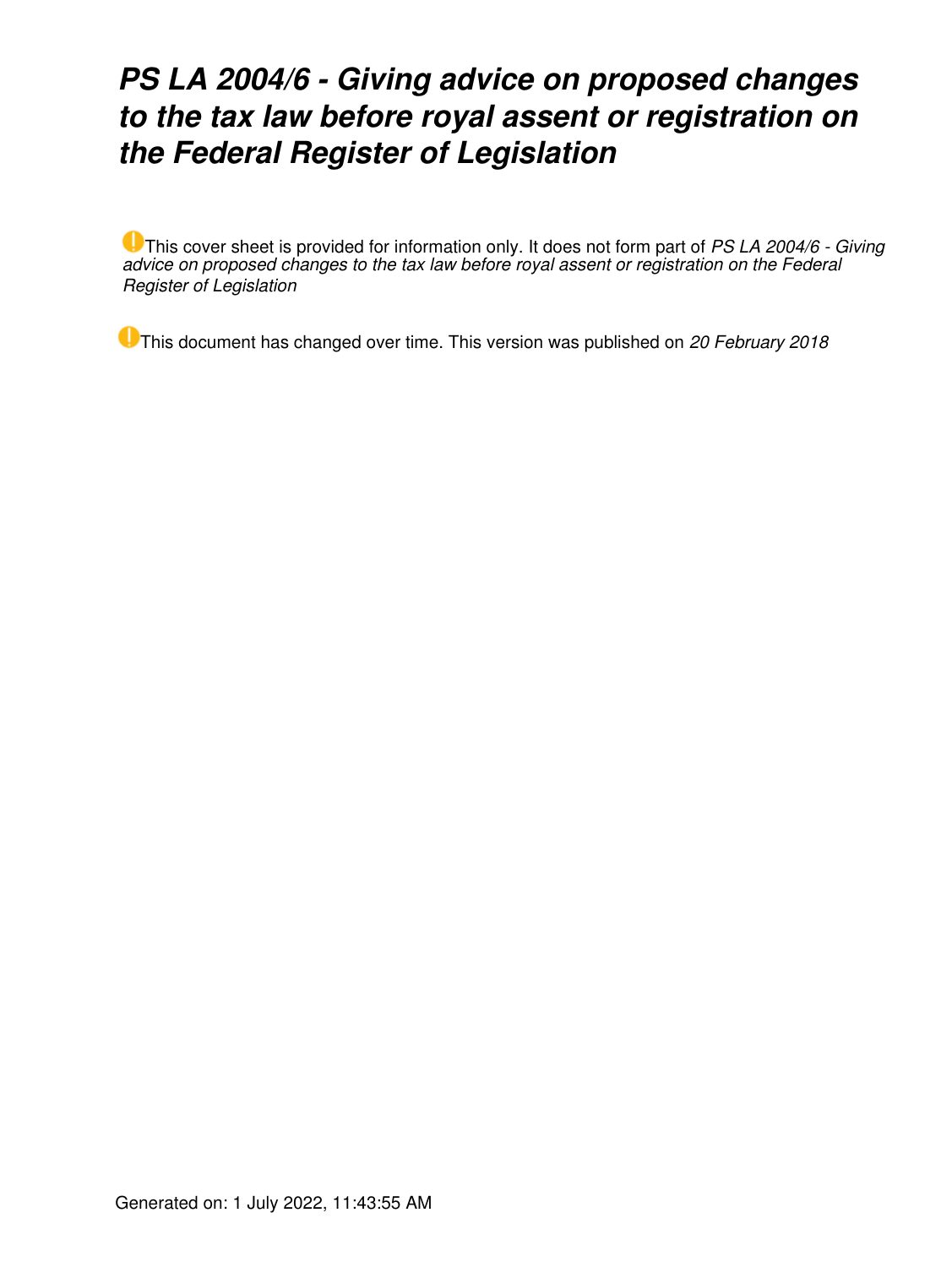# *PS LA 2004/6 - Giving advice on proposed changes to the tax law before royal assent or registration on the Federal Register of Legislation*

This cover sheet is provided for information only. It does not form part of *PS LA 2004/6 - Giving advice on proposed changes to the tax law before royal assent or registration on the Federal Register of Legislation*

This document has changed over time. This version was published on *20 February 2018*

Generated on: 1 July 2022, 11:43:55 AM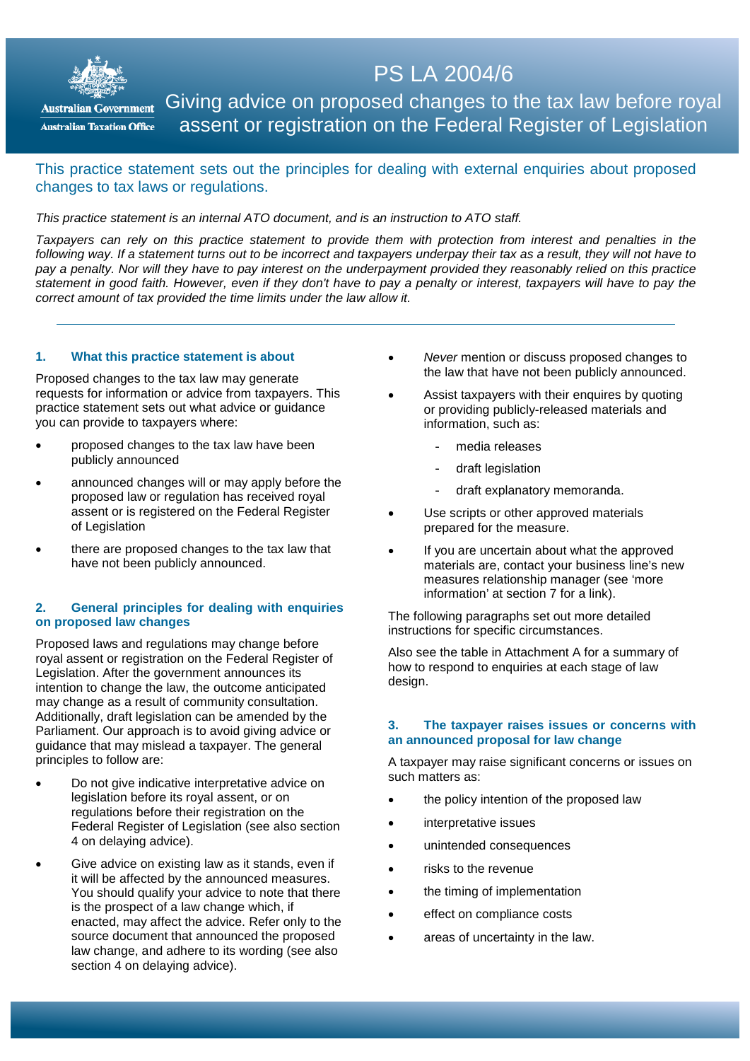# PS LA 2004/6

## Giving advice on proposed changes to the tax law before royal assent or registration on the Federal Register of Legislation

This practice statement sets out the principles for dealing with external enquiries about proposed changes to tax laws or regulations.

*This practice statement is an internal ATO document, and is an instruction to ATO staff.*

*Taxpayers can rely on this practice statement to provide them with protection from interest and penalties in the following way. If a statement turns out to be incorrect and taxpayers underpay their tax as a result, they will not have to pay a penalty. Nor will they have to pay interest on the underpayment provided they reasonably relied on this practice statement in good faith. However, even if they don't have to pay a penalty or interest, taxpayers will have to pay the correct amount of tax provided the time limits under the law allow it.*

---

### 1. What this practice statement is about

Proposed changes to the tax law may generate requests for information or advice from taxpayers. This practice statement sets out what advice or guidance you can provide to taxpayers where:

- proposed changes to the tax law have been publicly announced
- announced changes will or may apply before the proposed law or regulation has received royal assent or is registered on the Federal Register of Legislation
- there are proposed changes to the tax law that have not been publicly announced.

### 2. General principles for dealing with enquiries on proposed law changes

Proposed laws and regulations may change before royal assent or registration on the Federal Register of Legislation. After the government announces its intention to change the law, the outcome anticipated may change as a result of community consultation. Additionally, draft legislation can be amended by the Parliament. Our approach is to avoid giving advice or guidance that may mislead a taxpayer. The general principles to follow are:

- Do not give indicative interpretative advice on legislation before its royal assent, or on regulations before their registration on the Federal Register of Legislation (see also section 4 on delaying advice).
- Give advice on existing law as it stands, even if it will be affected by the announced measures. You should qualify your advice to note that there is the prospect of a law change which, if enacted, may affect the advice. Refer only to the source document that announced the proposed law change, and adhere to its wording (see also section 4 on delaying advice).
- *Never* mention or discuss proposed changes to the law that have not been publicly announced.
- Assist taxpayers with their enquires by quoting or providing publicly-released materials and information, such as:
  - media releases
  - draft legislation
  - draft explanatory memoranda.
- Use scripts or other approved materials prepared for the measure.
- If you are uncertain about what the approved materials are, contact your business line's new measures relationship manager (see 'more information' at section 7 for a link).

The following paragraphs set out more detailed instructions for specific circumstances.

Also see the table in Attachment A for a summary of how to respond to enquiries at each stage of law design.

### 3. The taxpayer raises issues or concerns with an announced proposal for law change

A taxpayer may raise significant concerns or issues on such matters as:

- the policy intention of the proposed law
- interpretative issues
- unintended consequences
- risks to the revenue
- the timing of implementation
- effect on compliance costs
- areas of uncertainty in the law.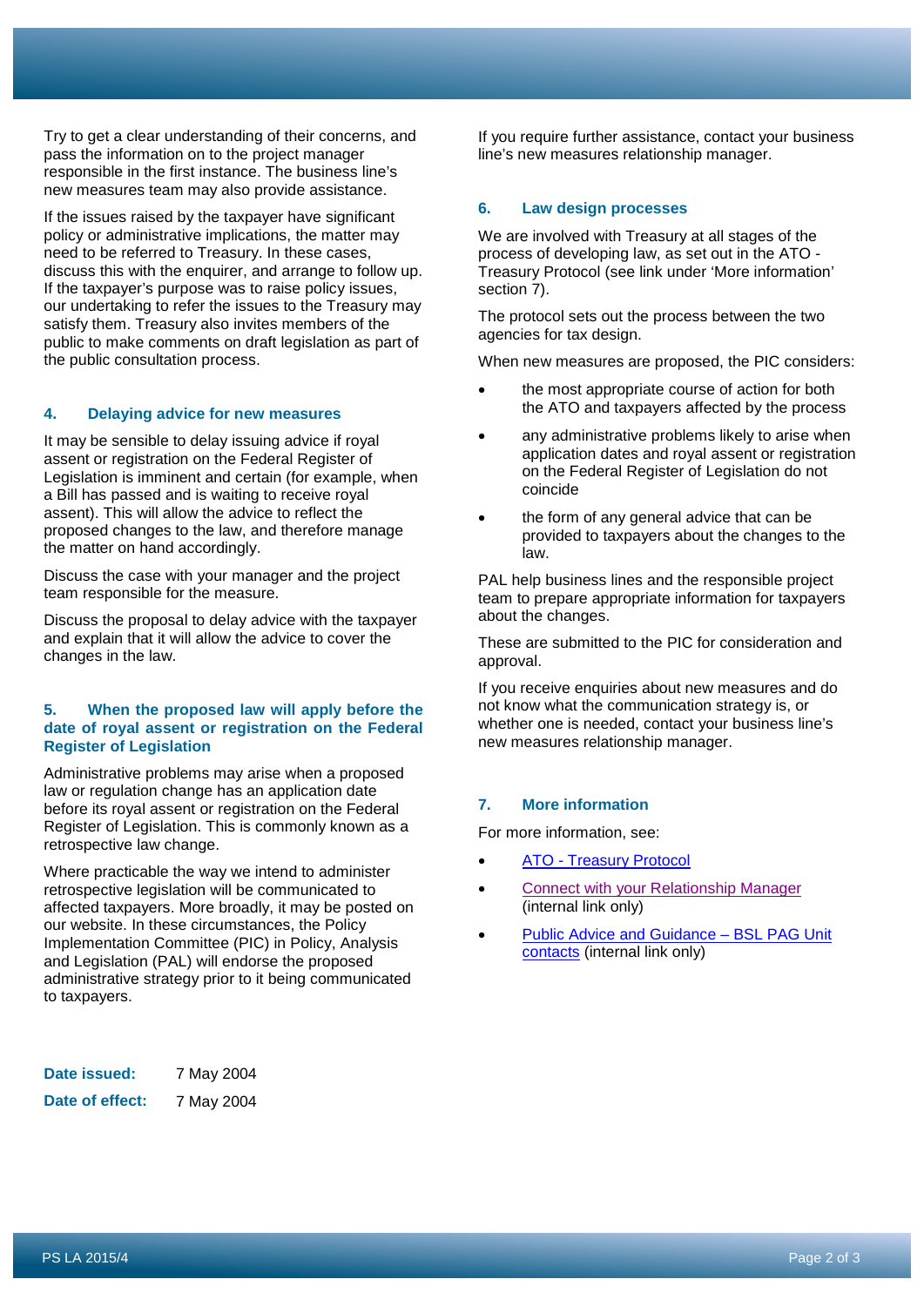Try to get a clear understanding of their concerns, and pass the information on to the project manager responsible in the first instance. The business line's new measures team may also provide assistance.

If the issues raised by the taxpayer have significant policy or administrative implications, the matter may need to be referred to Treasury. In these cases, discuss this with the enquirer, and arrange to follow up. If the taxpayer's purpose was to raise policy issues, our undertaking to refer the issues to the Treasury may satisfy them. Treasury also invites members of the public to make comments on draft legislation as part of the public consultation process.

### 4. Delaying advice for new measures

It may be sensible to delay issuing advice if royal assent or registration on the Federal Register of Legislation is imminent and certain (for example, when a Bill has passed and is waiting to receive royal assent). This will allow the advice to reflect the proposed changes to the law, and therefore manage the matter on hand accordingly.

Discuss the case with your manager and the project team responsible for the measure.

Discuss the proposal to delay advice with the taxpayer and explain that it will allow the advice to cover the changes in the law.

### 5. When the proposed law will apply before the date of royal assent or registration on the Federal Register of Legislation

Administrative problems may arise when a proposed law or regulation change has an application date before its royal assent or registration on the Federal Register of Legislation. This is commonly known as a retrospective law change.

Where practicable the way we intend to administer retrospective legislation will be communicated to affected taxpayers. More broadly, it may be posted on our website. In these circumstances, the Policy Implementation Committee (PIC) in Policy, Analysis and Legislation (PAL) will endorse the proposed administrative strategy prior to it being communicated to taxpayers.

If you require further assistance, contact your business line's new measures relationship manager.

### 6. Law design processes

We are involved with Treasury at all stages of the process of developing law, as set out in the ATO - Treasury Protocol (see link under 'More information' section 7).

The protocol sets out the process between the two agencies for tax design.

When new measures are proposed, the PIC considers:

- the most appropriate course of action for both the ATO and taxpayers affected by the process
- any administrative problems likely to arise when application dates and royal assent or registration on the Federal Register of Legislation do not coincide
- the form of any general advice that can be provided to taxpayers about the changes to the law.

PAL help business lines and the responsible project team to prepare appropriate information for taxpayers about the changes.

These are submitted to the PIC for consideration and approval.

If you receive enquiries about new measures and do not know what the communication strategy is, or whether one is needed, contact your business line's new measures relationship manager.

### 7. More information

For more information, see:

- ATO - Treasury Protocol
- Connect with your Relationship Manager (internal link only)
- Public Advice and Guidance – BSL PAG Unit contacts (internal link only)

**Date issued:** 7 May 2004

**Date of effect:** 7 May 2004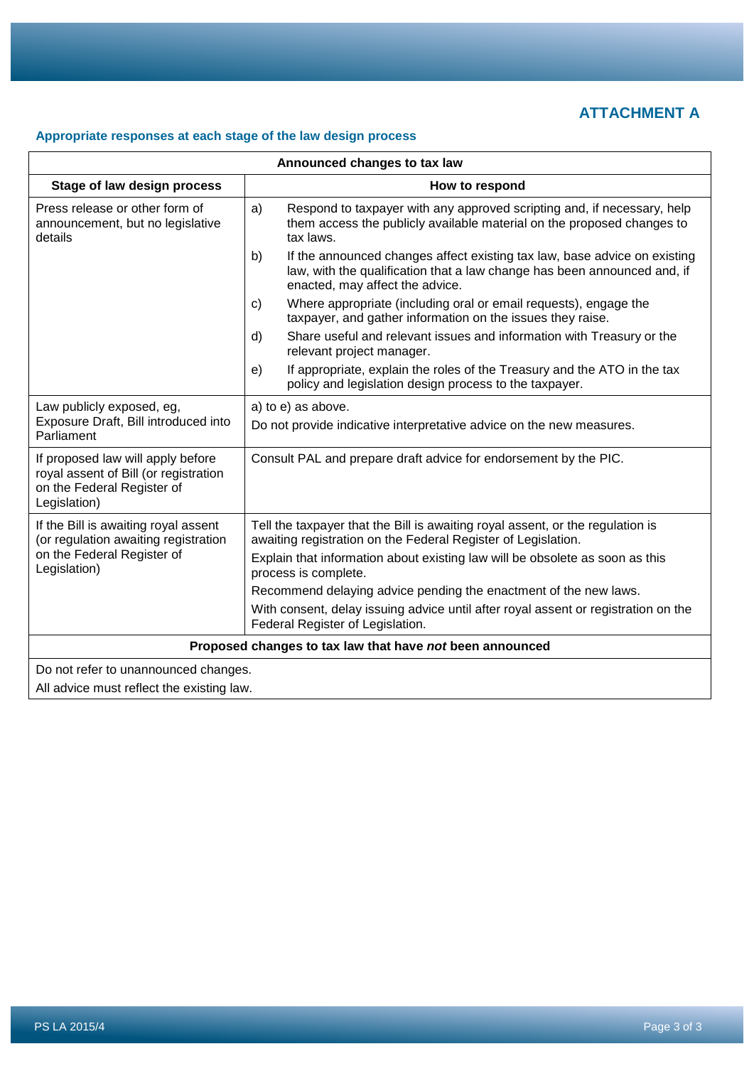## ATTACHMENT A

### Appropriate responses at each stage of the law design process

| Announced changes to tax law | |
|---|---|
| **Stage of law design process** | **How to respond** |
| Press release or other form of announcement, but no legislative details | a) Respond to taxpayer with any approved scripting and, if necessary, help them access the publicly available material on the proposed changes to tax laws.<br>b) If the announced changes affect existing tax law, base advice on existing law, with the qualification that a law change has been announced and, if enacted, may affect the advice.<br>c) Where appropriate (including oral or email requests), engage the taxpayer, and gather information on the issues they raise.<br>d) Share useful and relevant issues and information with Treasury or the relevant project manager.<br>e) If appropriate, explain the roles of the Treasury and the ATO in the tax policy and legislation design process to the taxpayer. |
| Law publicly exposed, eg, Exposure Draft, Bill introduced into Parliament | a) to e) as above.<br>Do not provide indicative interpretative advice on the new measures. |
| If proposed law will apply before royal assent of Bill (or registration on the Federal Register of Legislation) | Consult PAL and prepare draft advice for endorsement by the PIC. |
| If the Bill is awaiting royal assent (or regulation awaiting registration on the Federal Register of Legislation) | Tell the taxpayer that the Bill is awaiting royal assent, or the regulation is awaiting registration on the Federal Register of Legislation.<br>Explain that information about existing law will be obsolete as soon as this process is complete.<br>Recommend delaying advice pending the enactment of the new laws.<br>With consent, delay issuing advice until after royal assent or registration on the Federal Register of Legislation. |
| **Proposed changes to tax law that have *not* been announced** | |
| Do not refer to unannounced changes.<br>All advice must reflect the existing law. | |